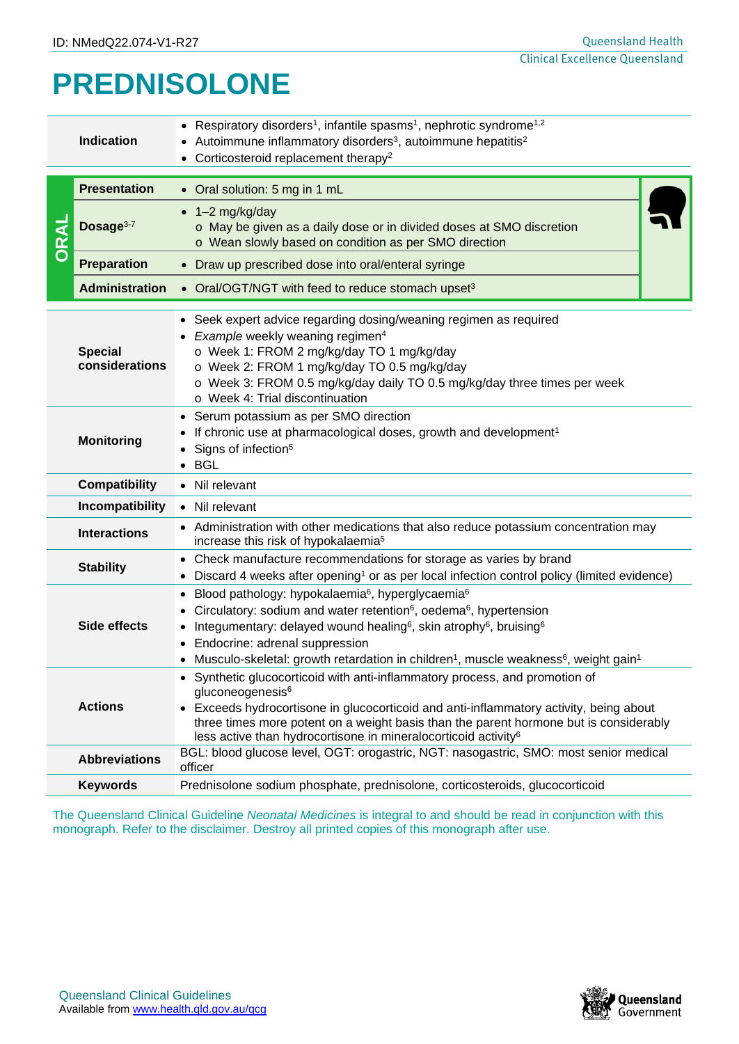ID: NMedQ22.074-V1-R27

Queensland Health
Clinical Excellence Queensland

# PREDNISOLONE

| | | |
|---|---|---|
| **Indication** | | • Respiratory disorders[1], infantile spasms[1], nephrotic syndrome[1,2]<br>• Autoimmune inflammatory disorders[3], autoimmune hepatitis[2]<br>• Corticosteroid replacement therapy[2] |
| **ORAL** | **Presentation** | • Oral solution: 5 mg in 1 mL |
| | **Dosage**[3-7] | • 1–2 mg/kg/day<br>  o May be given as a daily dose or in divided doses at SMO discretion<br>  o Wean slowly based on condition as per SMO direction |
| | **Preparation** | • Draw up prescribed dose into oral/enteral syringe |
| | **Administration** | • Oral/OGT/NGT with feed to reduce stomach upset[3] |
| **Special considerations** | | • Seek expert advice regarding dosing/weaning regimen as required<br>• *Example* weekly weaning regimen[4]<br>  o Week 1: FROM 2 mg/kg/day TO 1 mg/kg/day<br>  o Week 2: FROM 1 mg/kg/day TO 0.5 mg/kg/day<br>  o Week 3: FROM 0.5 mg/kg/day daily TO 0.5 mg/kg/day three times per week<br>  o Week 4: Trial discontinuation |
| **Monitoring** | | • Serum potassium as per SMO direction<br>• If chronic use at pharmacological doses, growth and development[1]<br>• Signs of infection[5]<br>• BGL |
| **Compatibility** | | • Nil relevant |
| **Incompatibility** | | • Nil relevant |
| **Interactions** | | • Administration with other medications that also reduce potassium concentration may increase this risk of hypokalaemia[5] |
| **Stability** | | • Check manufacture recommendations for storage as varies by brand<br>• Discard 4 weeks after opening[1] or as per local infection control policy (limited evidence) |
| **Side effects** | | • Blood pathology: hypokalaemia[6], hyperglycaemia[6]<br>• Circulatory: sodium and water retention[6], oedema[6], hypertension<br>• Integumentary: delayed wound healing[6], skin atrophy[6], bruising[6]<br>• Endocrine: adrenal suppression<br>• Musculo-skeletal: growth retardation in children[1], muscle weakness[6], weight gain[1] |
| **Actions** | | • Synthetic glucocorticoid with anti-inflammatory process, and promotion of gluconeogenesis[6]<br>• Exceeds hydrocortisone in glucocorticoid and anti-inflammatory activity, being about three times more potent on a weight basis than the parent hormone but is considerably less active than hydrocortisone in mineralocorticoid activity[6] |
| **Abbreviations** | | BGL: blood glucose level, OGT: orogastric, NGT: nasogastric, SMO: most senior medical officer |
| **Keywords** | | Prednisolone sodium phosphate, prednisolone, corticosteroids, glucocorticoid |

The Queensland Clinical Guideline *Neonatal Medicines* is integral to and should be read in conjunction with this monograph. Refer to the disclaimer. Destroy all printed copies of this monograph after use.

Queensland Clinical Guidelines
Available from www.health.qld.gov.au/qcg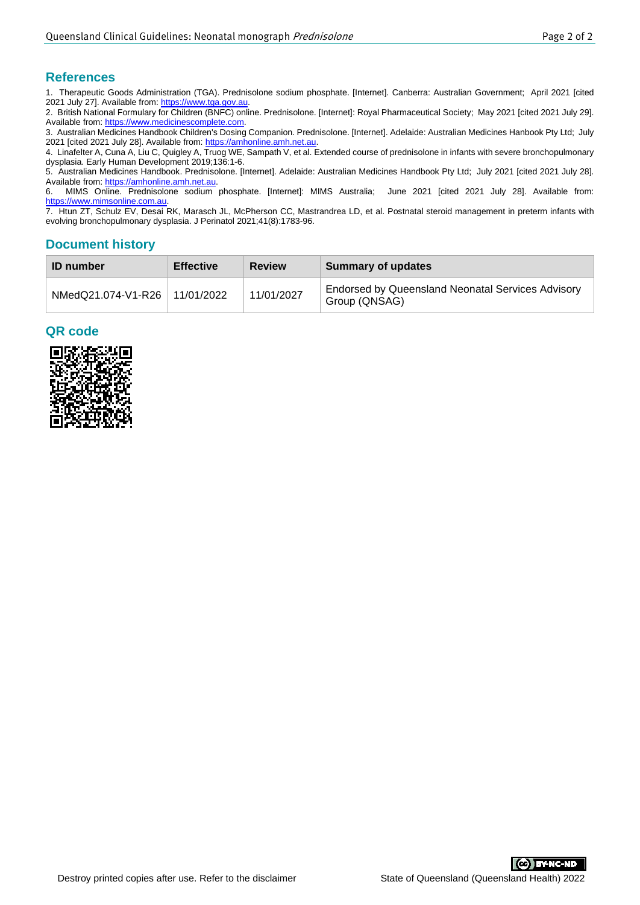## References

1. Therapeutic Goods Administration (TGA). Prednisolone sodium phosphate. [Internet]. Canberra: Australian Government; April 2021 [cited 2021 July 27]. Available from: https://www.tga.gov.au.
2. British National Formulary for Children (BNFC) online. Prednisolone. [Internet]: Royal Pharmaceutical Society; May 2021 [cited 2021 July 29]. Available from: https://www.medicinescomplete.com.
3. Australian Medicines Handbook Children's Dosing Companion. Prednisolone. [Internet]. Adelaide: Australian Medicines Hanbook Pty Ltd; July 2021 [cited 2021 July 28]. Available from: https://amhonline.amh.net.au.
4. Linafelter A, Cuna A, Liu C, Quigley A, Truog WE, Sampath V, et al. Extended course of prednisolone in infants with severe bronchopulmonary dysplasia. Early Human Development 2019;136:1-6.
5. Australian Medicines Handbook. Prednisolone. [Internet]. Adelaide: Australian Medicines Handbook Pty Ltd; July 2021 [cited 2021 July 28]. Available from: https://amhonline.amh.net.au.
6. MIMS Online. Prednisolone sodium phosphate. [Internet]: MIMS Australia; June 2021 [cited 2021 July 28]. Available from: https://www.mimsonline.com.au.
7. Htun ZT, Schulz EV, Desai RK, Marasch JL, McPherson CC, Mastrandrea LD, et al. Postnatal steroid management in preterm infants with evolving bronchopulmonary dysplasia. J Perinatol 2021;41(8):1783-96.

## Document history

| ID number | Effective | Review | Summary of updates |
|---|---|---|---|
| NMedQ21.074-V1-R26 | 11/01/2022 | 11/01/2027 | Endorsed by Queensland Neonatal Services Advisory Group (QNSAG) |

## QR code

Destroy printed copies after use. Refer to the disclaimer

State of Queensland (Queensland Health) 2022